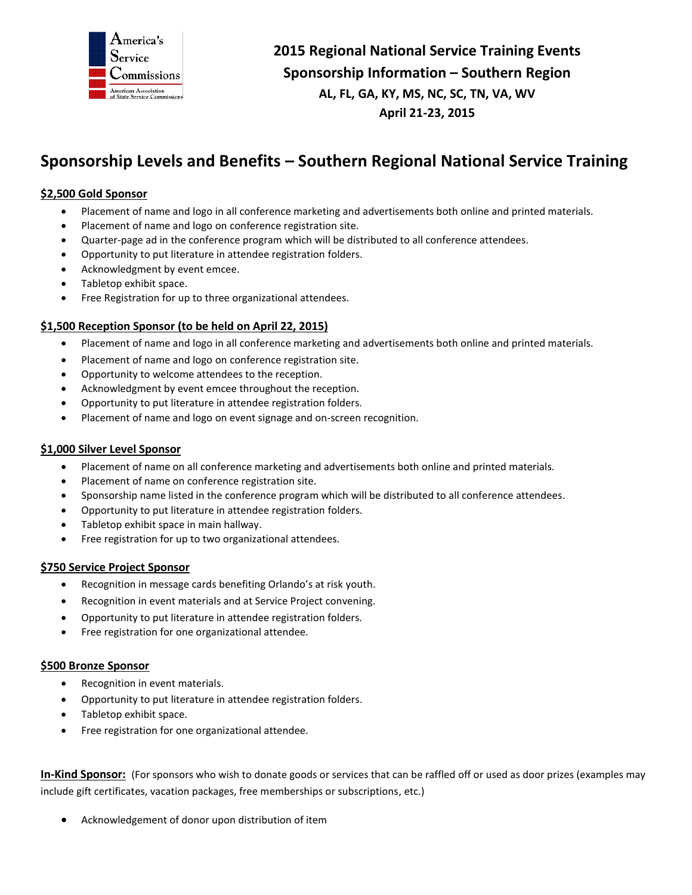America's Service Commissions
American Association of State Service Commissions

# 2015 Regional National Service Training Events
# Sponsorship Information – Southern Region

**AL, FL, GA, KY, MS, NC, SC, TN, VA, WV**

**April 21-23, 2015**

## Sponsorship Levels and Benefits – Southern Regional National Service Training

### $2,500 Gold Sponsor

- Placement of name and logo in all conference marketing and advertisements both online and printed materials.
- Placement of name and logo on conference registration site.
- Quarter-page ad in the conference program which will be distributed to all conference attendees.
- Opportunity to put literature in attendee registration folders.
- Acknowledgment by event emcee.
- Tabletop exhibit space.
- Free Registration for up to three organizational attendees.

### $1,500 Reception Sponsor (to be held on April 22, 2015)

- Placement of name and logo in all conference marketing and advertisements both online and printed materials.
- Placement of name and logo on conference registration site.
- Opportunity to welcome attendees to the reception.
- Acknowledgment by event emcee throughout the reception.
- Opportunity to put literature in attendee registration folders.
- Placement of name and logo on event signage and on-screen recognition.

### $1,000 Silver Level Sponsor

- Placement of name on all conference marketing and advertisements both online and printed materials.
- Placement of name on conference registration site.
- Sponsorship name listed in the conference program which will be distributed to all conference attendees.
- Opportunity to put literature in attendee registration folders.
- Tabletop exhibit space in main hallway.
- Free registration for up to two organizational attendees.

### $750 Service Project Sponsor

- Recognition in message cards benefiting Orlando's at risk youth.
- Recognition in event materials and at Service Project convening.
- Opportunity to put literature in attendee registration folders.
- Free registration for one organizational attendee.

### $500 Bronze Sponsor

- Recognition in event materials.
- Opportunity to put literature in attendee registration folders.
- Tabletop exhibit space.
- Free registration for one organizational attendee.

**In-Kind Sponsor:** (For sponsors who wish to donate goods or services that can be raffled off or used as door prizes (examples may include gift certificates, vacation packages, free memberships or subscriptions, etc.)

- Acknowledgement of donor upon distribution of item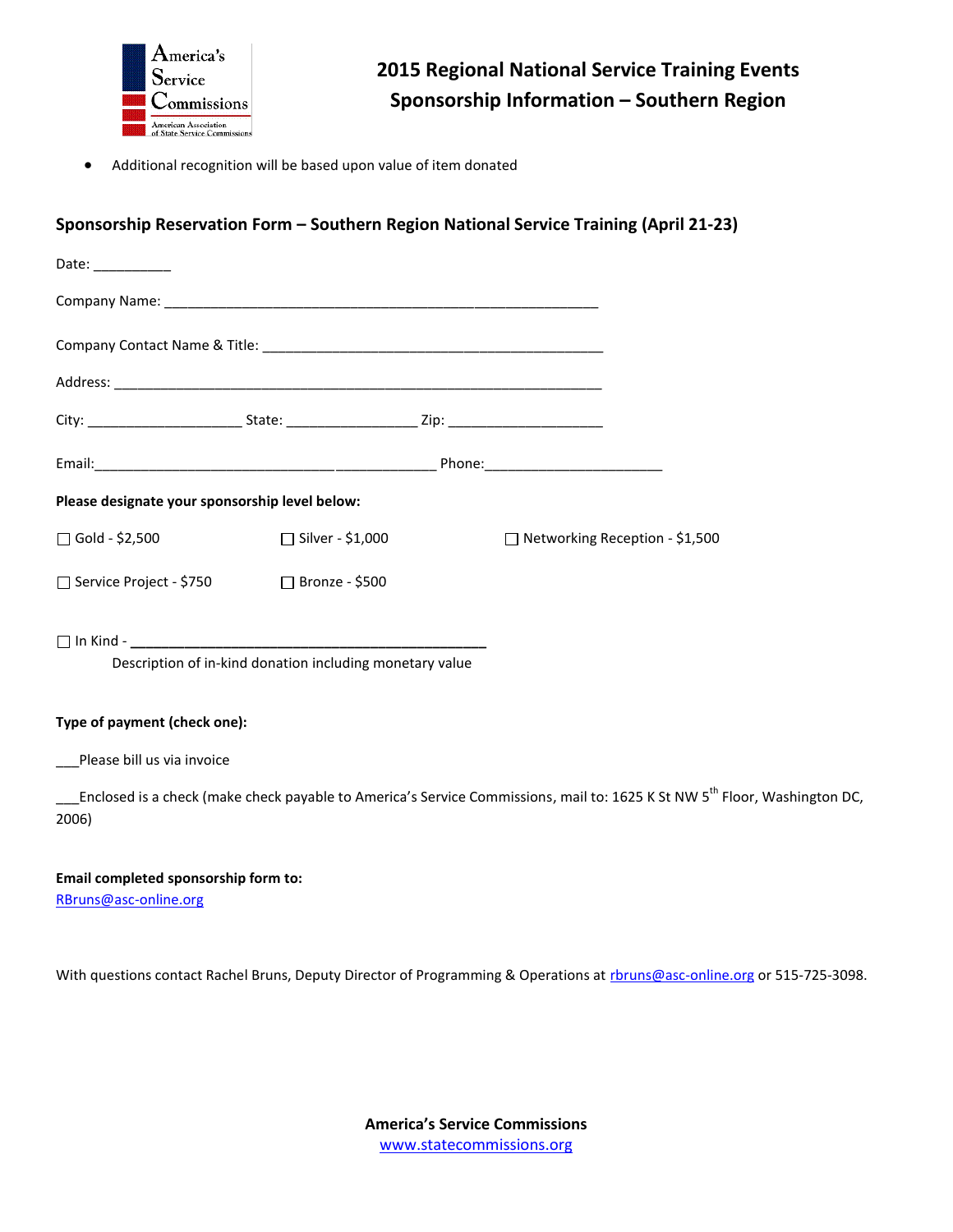# 2015 Regional National Service Training Events
# Sponsorship Information – Southern Region

- Additional recognition will be based upon value of item donated

## Sponsorship Reservation Form – Southern Region National Service Training (April 21-23)

Date: __________

Company Name: _______________________________________________________

Company Contact Name & Title: ___________________________________________

Address: _____________________________________________________________

City: ____________________ State: ________________ Zip: ___________________

Email:_______________________________________________ Phone:______________________

**Please designate your sponsorship level below:**

☐ Gold - $2,500 ☐ Silver - $1,000 ☐ Networking Reception - $1,500

☐ Service Project - $750 ☐ Bronze - $500

☐ In Kind - _____________________________________________
Description of in-kind donation including monetary value

**Type of payment (check one):**

___Please bill us via invoice

___Enclosed is a check (make check payable to America's Service Commissions, mail to: 1625 K St NW 5th Floor, Washington DC, 2006)

**Email completed sponsorship form to:**
RBruns@asc-online.org

With questions contact Rachel Bruns, Deputy Director of Programming & Operations at rbruns@asc-online.org or 515-725-3098.

**America's Service Commissions**
www.statecommissions.org